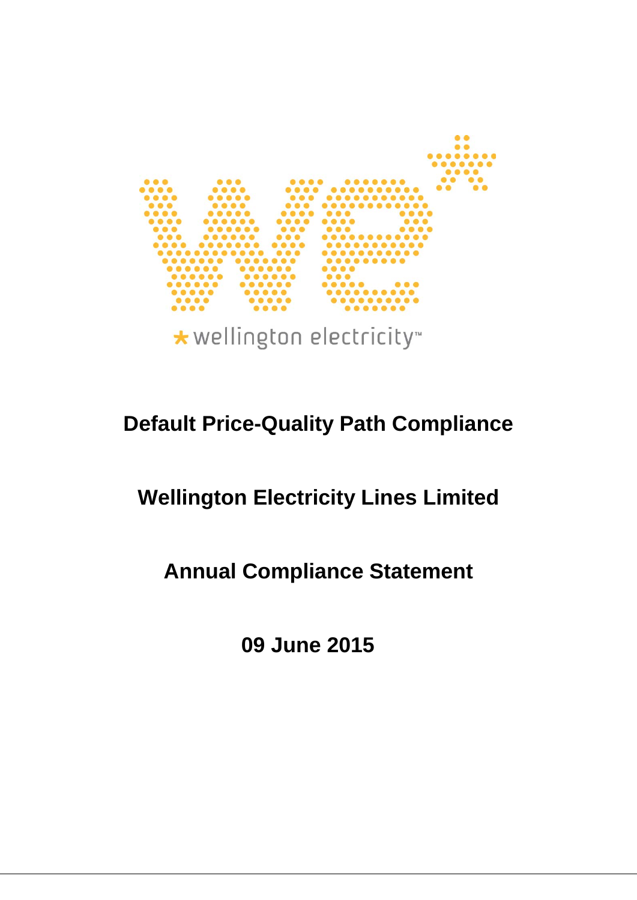wellington electricity™

# Default Price-Quality Path Compliance

## Wellington Electricity Lines Limited

## Annual Compliance Statement

## 09 June 2015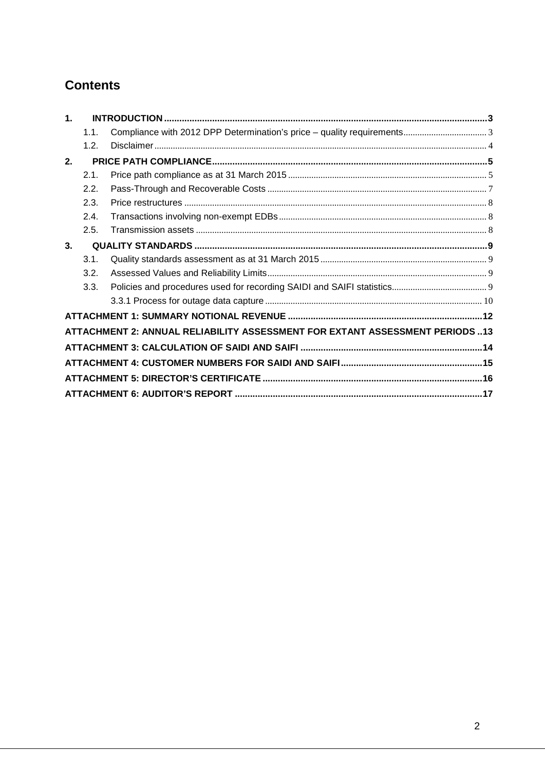# Contents

- **1. INTRODUCTION** — 3
  - 1.1. Compliance with 2012 DPP Determination's price – quality requirements — 3
  - 1.2. Disclaimer — 4
- **2. PRICE PATH COMPLIANCE** — 5
  - 2.1. Price path compliance as at 31 March 2015 — 5
  - 2.2. Pass-Through and Recoverable Costs — 7
  - 2.3. Price restructures — 8
  - 2.4. Transactions involving non-exempt EDBs — 8
  - 2.5. Transmission assets — 8
- **3. QUALITY STANDARDS** — 9
  - 3.1. Quality standards assessment as at 31 March 2015 — 9
  - 3.2. Assessed Values and Reliability Limits — 9
  - 3.3. Policies and procedures used for recording SAIDI and SAIFI statistics — 9
    - 3.3.1 Process for outage data capture — 10
- **ATTACHMENT 1: SUMMARY NOTIONAL REVENUE** — 12
- **ATTACHMENT 2: ANNUAL RELIABILITY ASSESSMENT FOR EXTANT ASSESSMENT PERIODS** — 13
- **ATTACHMENT 3: CALCULATION OF SAIDI AND SAIFI** — 14
- **ATTACHMENT 4: CUSTOMER NUMBERS FOR SAIDI AND SAIFI** — 15
- **ATTACHMENT 5: DIRECTOR'S CERTIFICATE** — 16
- **ATTACHMENT 6: AUDITOR'S REPORT** — 17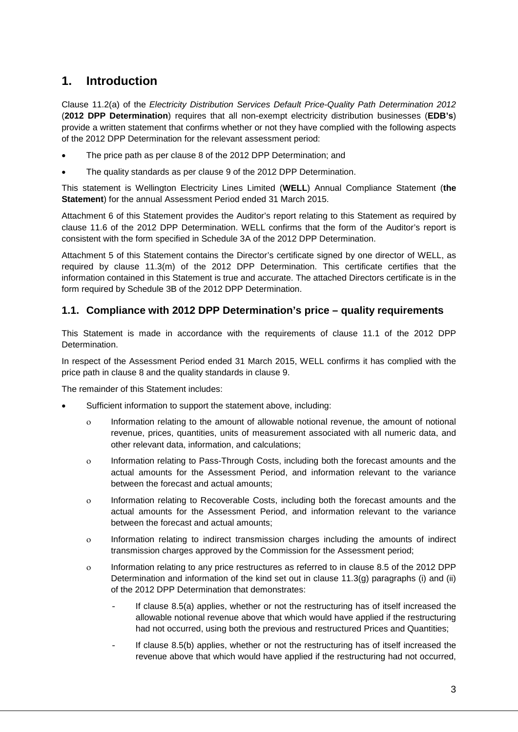# 1. Introduction

Clause 11.2(a) of the *Electricity Distribution Services Default Price-Quality Path Determination 2012* (**2012 DPP Determination**) requires that all non-exempt electricity distribution businesses (**EDB's**) provide a written statement that confirms whether or not they have complied with the following aspects of the 2012 DPP Determination for the relevant assessment period:

- The price path as per clause 8 of the 2012 DPP Determination; and
- The quality standards as per clause 9 of the 2012 DPP Determination.

This statement is Wellington Electricity Lines Limited (**WELL**) Annual Compliance Statement (**the Statement**) for the annual Assessment Period ended 31 March 2015.

Attachment 6 of this Statement provides the Auditor's report relating to this Statement as required by clause 11.6 of the 2012 DPP Determination. WELL confirms that the form of the Auditor's report is consistent with the form specified in Schedule 3A of the 2012 DPP Determination.

Attachment 5 of this Statement contains the Director's certificate signed by one director of WELL, as required by clause 11.3(m) of the 2012 DPP Determination. This certificate certifies that the information contained in this Statement is true and accurate. The attached Directors certificate is in the form required by Schedule 3B of the 2012 DPP Determination.

## 1.1. Compliance with 2012 DPP Determination's price – quality requirements

This Statement is made in accordance with the requirements of clause 11.1 of the 2012 DPP Determination.

In respect of the Assessment Period ended 31 March 2015, WELL confirms it has complied with the price path in clause 8 and the quality standards in clause 9.

The remainder of this Statement includes:

- Sufficient information to support the statement above, including:
  - Information relating to the amount of allowable notional revenue, the amount of notional revenue, prices, quantities, units of measurement associated with all numeric data, and other relevant data, information, and calculations;
  - Information relating to Pass-Through Costs, including both the forecast amounts and the actual amounts for the Assessment Period, and information relevant to the variance between the forecast and actual amounts;
  - Information relating to Recoverable Costs, including both the forecast amounts and the actual amounts for the Assessment Period, and information relevant to the variance between the forecast and actual amounts;
  - Information relating to indirect transmission charges including the amounts of indirect transmission charges approved by the Commission for the Assessment period;
  - Information relating to any price restructures as referred to in clause 8.5 of the 2012 DPP Determination and information of the kind set out in clause 11.3(g) paragraphs (i) and (ii) of the 2012 DPP Determination that demonstrates:
    - If clause 8.5(a) applies, whether or not the restructuring has of itself increased the allowable notional revenue above that which would have applied if the restructuring had not occurred, using both the previous and restructured Prices and Quantities;
    - If clause 8.5(b) applies, whether or not the restructuring has of itself increased the revenue above that which would have applied if the restructuring had not occurred,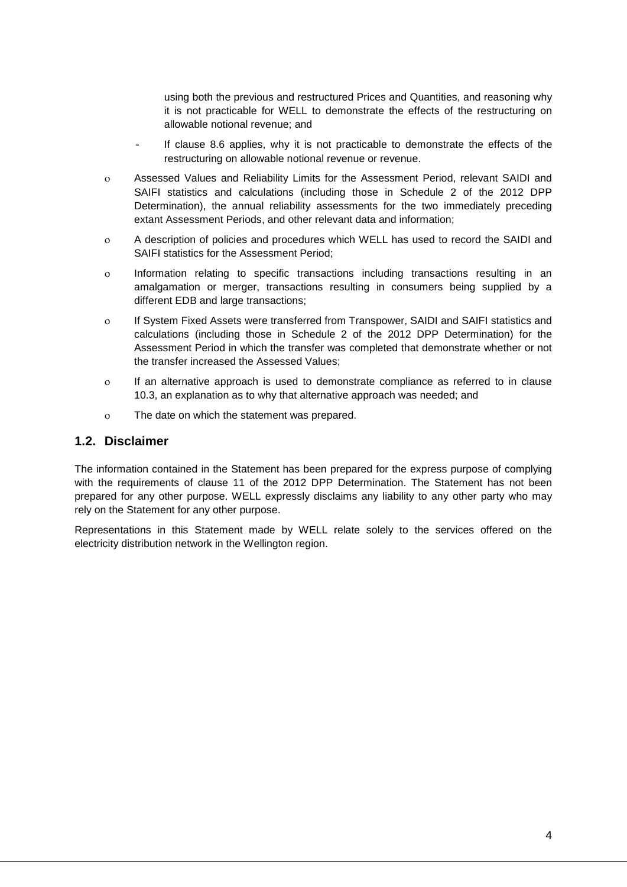using both the previous and restructured Prices and Quantities, and reasoning why it is not practicable for WELL to demonstrate the effects of the restructuring on allowable notional revenue; and

  - If clause 8.6 applies, why it is not practicable to demonstrate the effects of the restructuring on allowable notional revenue or revenue.

- Assessed Values and Reliability Limits for the Assessment Period, relevant SAIDI and SAIFI statistics and calculations (including those in Schedule 2 of the 2012 DPP Determination), the annual reliability assessments for the two immediately preceding extant Assessment Periods, and other relevant data and information;
- A description of policies and procedures which WELL has used to record the SAIDI and SAIFI statistics for the Assessment Period;
- Information relating to specific transactions including transactions resulting in an amalgamation or merger, transactions resulting in consumers being supplied by a different EDB and large transactions;
- If System Fixed Assets were transferred from Transpower, SAIDI and SAIFI statistics and calculations (including those in Schedule 2 of the 2012 DPP Determination) for the Assessment Period in which the transfer was completed that demonstrate whether or not the transfer increased the Assessed Values;
- If an alternative approach is used to demonstrate compliance as referred to in clause 10.3, an explanation as to why that alternative approach was needed; and
- The date on which the statement was prepared.

## 1.2. Disclaimer

The information contained in the Statement has been prepared for the express purpose of complying with the requirements of clause 11 of the 2012 DPP Determination. The Statement has not been prepared for any other purpose. WELL expressly disclaims any liability to any other party who may rely on the Statement for any other purpose.

Representations in this Statement made by WELL relate solely to the services offered on the electricity distribution network in the Wellington region.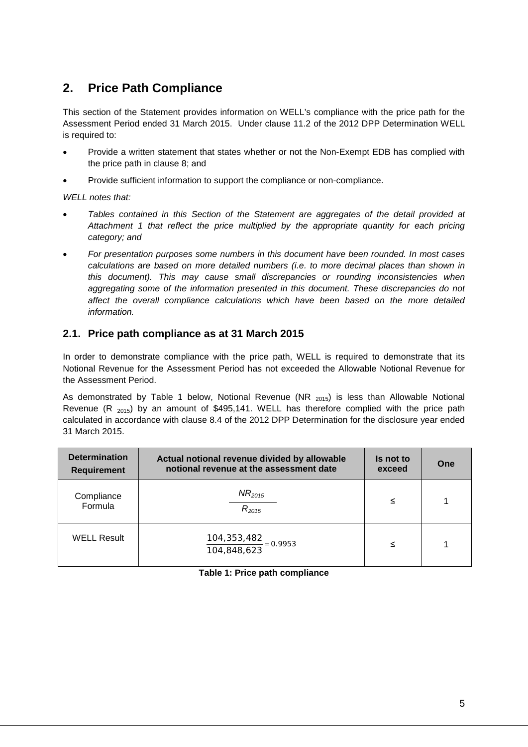## 2. Price Path Compliance

This section of the Statement provides information on WELL's compliance with the price path for the Assessment Period ended 31 March 2015. Under clause 11.2 of the 2012 DPP Determination WELL is required to:

- Provide a written statement that states whether or not the Non-Exempt EDB has complied with the price path in clause 8; and
- Provide sufficient information to support the compliance or non-compliance.

*WELL notes that:*

- *Tables contained in this Section of the Statement are aggregates of the detail provided at Attachment 1 that reflect the price multiplied by the appropriate quantity for each pricing category; and*
- *For presentation purposes some numbers in this document have been rounded. In most cases calculations are based on more detailed numbers (i.e. to more decimal places than shown in this document). This may cause small discrepancies or rounding inconsistencies when aggregating some of the information presented in this document. These discrepancies do not affect the overall compliance calculations which have been based on the more detailed information.*

### 2.1. Price path compliance as at 31 March 2015

In order to demonstrate compliance with the price path, WELL is required to demonstrate that its Notional Revenue for the Assessment Period has not exceeded the Allowable Notional Revenue for the Assessment Period.

As demonstrated by Table 1 below, Notional Revenue ($NR_{2015}$) is less than Allowable Notional Revenue ($R_{2015}$) by an amount of $495,141. WELL has therefore complied with the price path calculated in accordance with clause 8.4 of the 2012 DPP Determination for the disclosure year ended 31 March 2015.

| Determination Requirement | Actual notional revenue divided by allowable notional revenue at the assessment date | Is not to exceed | One |
|---|---|---|---|
| Compliance Formula | $\frac{NR_{2015}}{R_{2015}}$ | ≤ | 1 |
| WELL Result | $\frac{104,353,482}{104,848,623} = 0.9953$ | ≤ | 1 |

**Table 1: Price path compliance**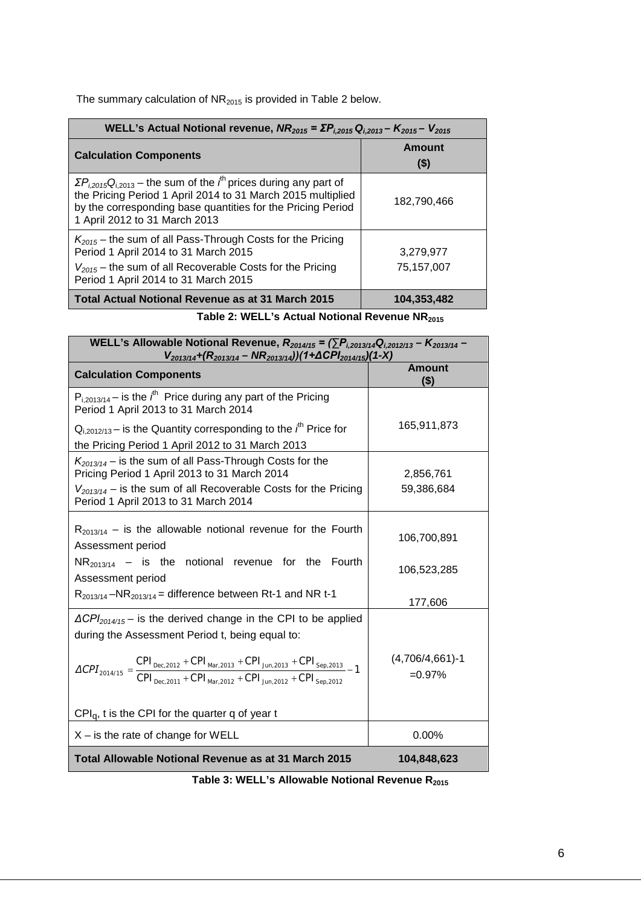The summary calculation of $NR_{2015}$ is provided in Table 2 below.

| WELL's Actual Notional revenue, $NR_{2015} = \Sigma P_{i,2015} Q_{i,2013} - K_{2015} - V_{2015}$ | |
|---|---|
| **Calculation Components** | **Amount ($)** |
| $\Sigma P_{i,2015}Q_{i,2013}$ – the sum of the $i^{th}$ prices during any part of the Pricing Period 1 April 2014 to 31 March 2015 multiplied by the corresponding base quantities for the Pricing Period 1 April 2012 to 31 March 2013 | 182,790,466 |
| $K_{2015}$ – the sum of all Pass-Through Costs for the Pricing Period 1 April 2014 to 31 March 2015 | 3,279,977 |
| $V_{2015}$ – the sum of all Recoverable Costs for the Pricing Period 1 April 2014 to 31 March 2015 | 75,157,007 |
| **Total Actual Notional Revenue as at 31 March 2015** | **104,353,482** |

**Table 2: WELL's Actual Notional Revenue $NR_{2015}$**

| WELL's Allowable Notional Revenue, $R_{2014/15} = (\sum P_{i,2013/14}Q_{i,2012/13} - K_{2013/14} - V_{2013/14} + (R_{2013/14} - NR_{2013/14}))(1+\Delta CPI_{2014/15})(1-X)$ | |
|---|---|
| **Calculation Components** | **Amount ($)** |
| $P_{i,2013/14}$ – is the $i^{th}$ Price during any part of the Pricing Period 1 April 2013 to 31 March 2014<br>$Q_{i,2012/13}$ – is the Quantity corresponding to the $i^{th}$ Price for the Pricing Period 1 April 2012 to 31 March 2013 | 165,911,873 |
| $K_{2013/14}$ – is the sum of all Pass-Through Costs for the Pricing Period 1 April 2013 to 31 March 2014 | 2,856,761 |
| $V_{2013/14}$ – is the sum of all Recoverable Costs for the Pricing Period 1 April 2013 to 31 March 2014 | 59,386,684 |
| $R_{2013/14}$ – is the allowable notional revenue for the Fourth Assessment period | 106,700,891 |
| $NR_{2013/14}$ – is the notional revenue for the Fourth Assessment period | 106,523,285 |
| $R_{2013/14} - NR_{2013/14}$ = difference between Rt-1 and NR t-1 | 177,606 |
| $\Delta CPI_{2014/15}$ – is the derived change in the CPI to be applied during the Assessment Period t, being equal to:<br>$\Delta CPI_{2014/15} = \frac{CPI_{Dec,2012} + CPI_{Mar,2013} + CPI_{Jun,2013} + CPI_{Sep,2013}}{CPI_{Dec,2011} + CPI_{Mar,2012} + CPI_{Jun,2012} + CPI_{Sep,2012}} - 1$<br>$CPI_q$, t is the CPI for the quarter q of year t | (4,706/4,661)-1<br>=0.97% |
| X – is the rate of change for WELL | 0.00% |
| **Total Allowable Notional Revenue as at 31 March 2015** | **104,848,623** |

**Table 3: WELL's Allowable Notional Revenue $R_{2015}$**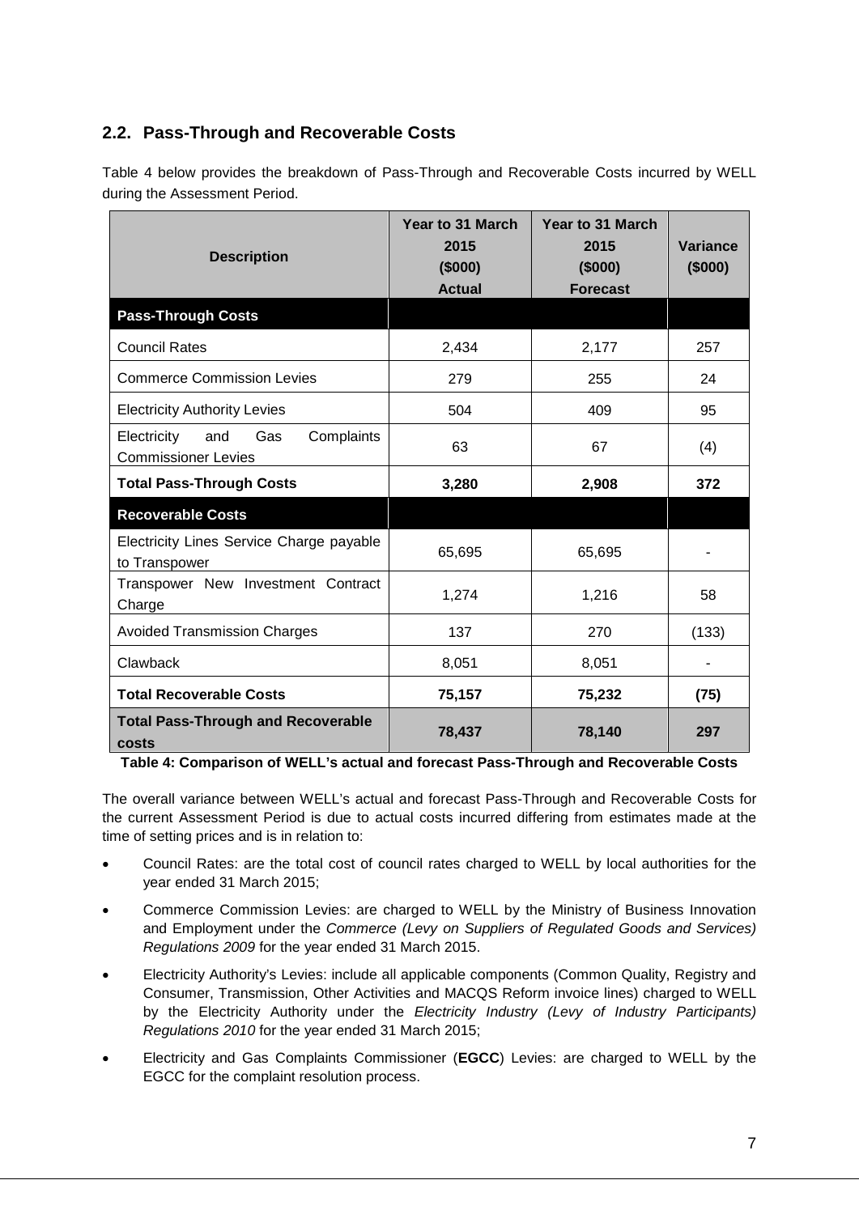## 2.2. Pass-Through and Recoverable Costs

Table 4 below provides the breakdown of Pass-Through and Recoverable Costs incurred by WELL during the Assessment Period.

| Description | Year to 31 March 2015 ($000) Actual | Year to 31 March 2015 ($000) Forecast | Variance ($000) |
|---|---|---|---|
| **Pass-Through Costs** | | | |
| Council Rates | 2,434 | 2,177 | 257 |
| Commerce Commission Levies | 279 | 255 | 24 |
| Electricity Authority Levies | 504 | 409 | 95 |
| Electricity and Gas Complaints Commissioner Levies | 63 | 67 | (4) |
| **Total Pass-Through Costs** | **3,280** | **2,908** | **372** |
| **Recoverable Costs** | | | |
| Electricity Lines Service Charge payable to Transpower | 65,695 | 65,695 | - |
| Transpower New Investment Contract Charge | 1,274 | 1,216 | 58 |
| Avoided Transmission Charges | 137 | 270 | (133) |
| Clawback | 8,051 | 8,051 | - |
| **Total Recoverable Costs** | **75,157** | **75,232** | **(75)** |
| **Total Pass-Through and Recoverable costs** | **78,437** | **78,140** | **297** |

**Table 4: Comparison of WELL's actual and forecast Pass-Through and Recoverable Costs**

The overall variance between WELL's actual and forecast Pass-Through and Recoverable Costs for the current Assessment Period is due to actual costs incurred differing from estimates made at the time of setting prices and is in relation to:

- Council Rates: are the total cost of council rates charged to WELL by local authorities for the year ended 31 March 2015;
- Commerce Commission Levies: are charged to WELL by the Ministry of Business Innovation and Employment under the *Commerce (Levy on Suppliers of Regulated Goods and Services) Regulations 2009* for the year ended 31 March 2015.
- Electricity Authority's Levies: include all applicable components (Common Quality, Registry and Consumer, Transmission, Other Activities and MACQS Reform invoice lines) charged to WELL by the Electricity Authority under the *Electricity Industry (Levy of Industry Participants) Regulations 2010* for the year ended 31 March 2015;
- Electricity and Gas Complaints Commissioner (**EGCC**) Levies: are charged to WELL by the EGCC for the complaint resolution process.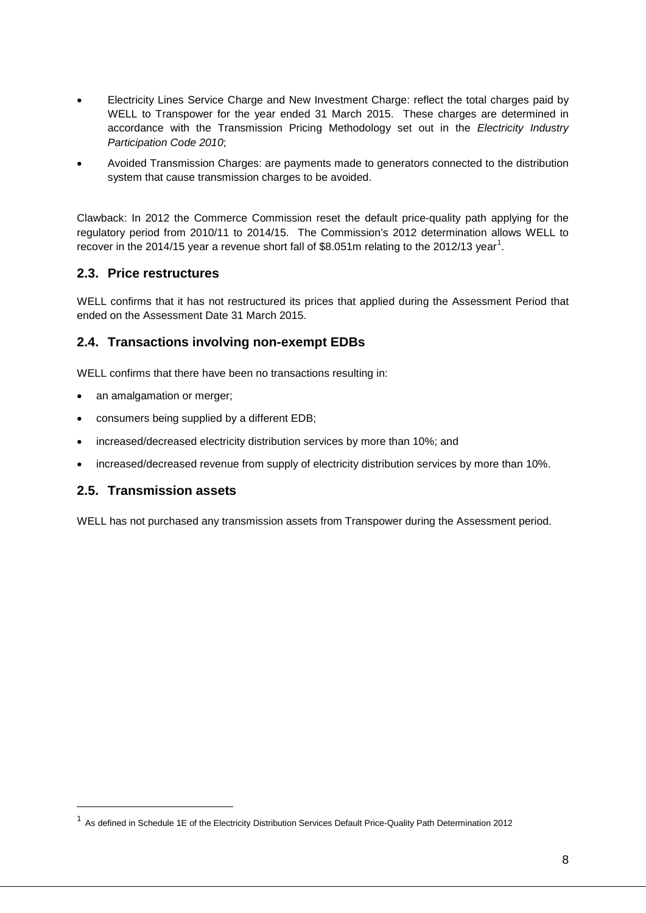- Electricity Lines Service Charge and New Investment Charge: reflect the total charges paid by WELL to Transpower for the year ended 31 March 2015. These charges are determined in accordance with the Transmission Pricing Methodology set out in the *Electricity Industry Participation Code 2010*;
- Avoided Transmission Charges: are payments made to generators connected to the distribution system that cause transmission charges to be avoided.

Clawback: In 2012 the Commerce Commission reset the default price-quality path applying for the regulatory period from 2010/11 to 2014/15. The Commission's 2012 determination allows WELL to recover in the 2014/15 year a revenue short fall of $8.051m relating to the 2012/13 year[1].

## 2.3. Price restructures

WELL confirms that it has not restructured its prices that applied during the Assessment Period that ended on the Assessment Date 31 March 2015.

## 2.4. Transactions involving non-exempt EDBs

WELL confirms that there have been no transactions resulting in:

- an amalgamation or merger;
- consumers being supplied by a different EDB;
- increased/decreased electricity distribution services by more than 10%; and
- increased/decreased revenue from supply of electricity distribution services by more than 10%.

## 2.5. Transmission assets

WELL has not purchased any transmission assets from Transpower during the Assessment period.

[1] As defined in Schedule 1E of the Electricity Distribution Services Default Price-Quality Path Determination 2012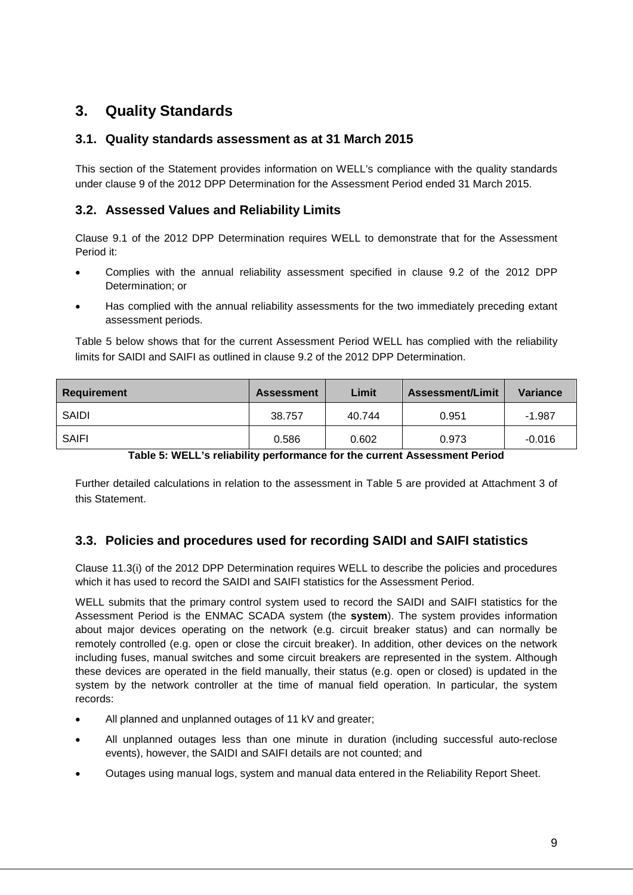# 3. Quality Standards

## 3.1. Quality standards assessment as at 31 March 2015

This section of the Statement provides information on WELL's compliance with the quality standards under clause 9 of the 2012 DPP Determination for the Assessment Period ended 31 March 2015.

## 3.2. Assessed Values and Reliability Limits

Clause 9.1 of the 2012 DPP Determination requires WELL to demonstrate that for the Assessment Period it:

- Complies with the annual reliability assessment specified in clause 9.2 of the 2012 DPP Determination; or
- Has complied with the annual reliability assessments for the two immediately preceding extant assessment periods.

Table 5 below shows that for the current Assessment Period WELL has complied with the reliability limits for SAIDI and SAIFI as outlined in clause 9.2 of the 2012 DPP Determination.

| Requirement | Assessment | Limit | Assessment/Limit | Variance |
|---|---|---|---|---|
| SAIDI | 38.757 | 40.744 | 0.951 | -1.987 |
| SAIFI | 0.586 | 0.602 | 0.973 | -0.016 |

**Table 5: WELL's reliability performance for the current Assessment Period**

Further detailed calculations in relation to the assessment in Table 5 are provided at Attachment 3 of this Statement.

## 3.3. Policies and procedures used for recording SAIDI and SAIFI statistics

Clause 11.3(i) of the 2012 DPP Determination requires WELL to describe the policies and procedures which it has used to record the SAIDI and SAIFI statistics for the Assessment Period.

WELL submits that the primary control system used to record the SAIDI and SAIFI statistics for the Assessment Period is the ENMAC SCADA system (the **system**). The system provides information about major devices operating on the network (e.g. circuit breaker status) and can normally be remotely controlled (e.g. open or close the circuit breaker). In addition, other devices on the network including fuses, manual switches and some circuit breakers are represented in the system. Although these devices are operated in the field manually, their status (e.g. open or closed) is updated in the system by the network controller at the time of manual field operation. In particular, the system records:

- All planned and unplanned outages of 11 kV and greater;
- All unplanned outages less than one minute in duration (including successful auto-reclose events), however, the SAIDI and SAIFI details are not counted; and
- Outages using manual logs, system and manual data entered in the Reliability Report Sheet.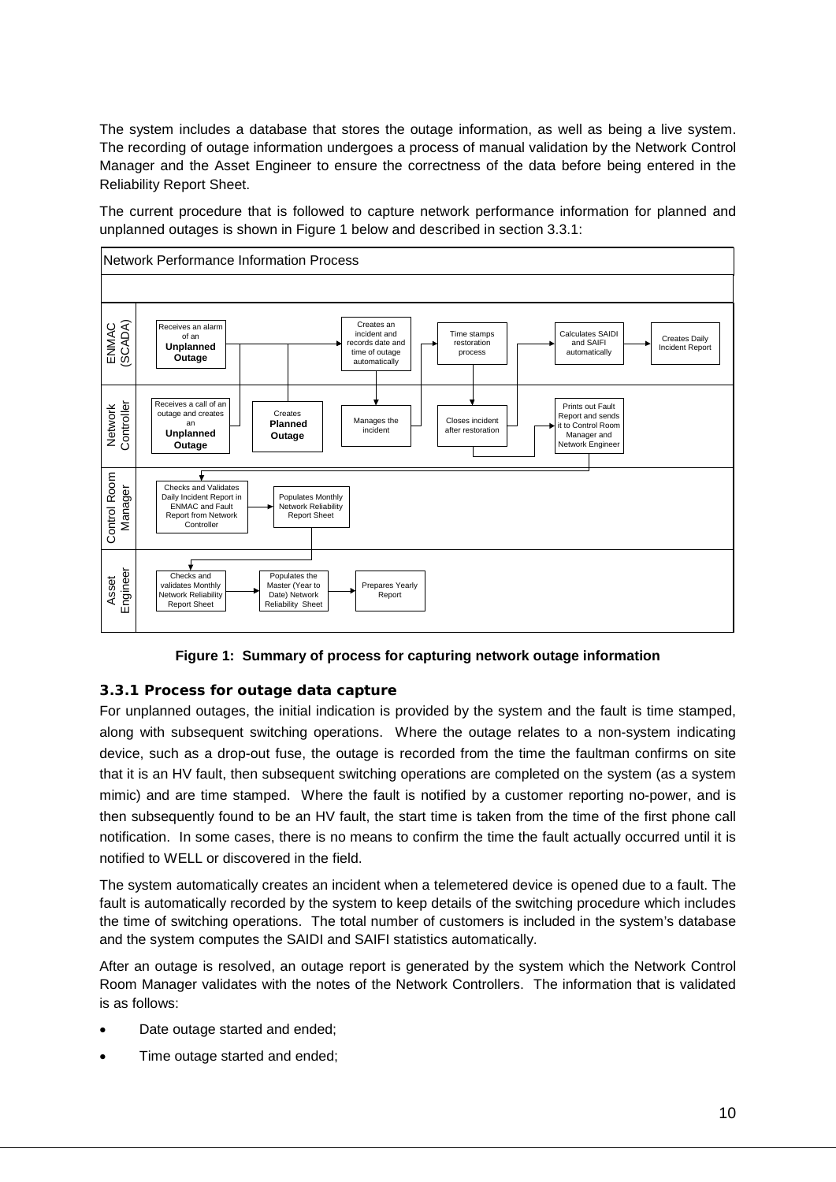The system includes a database that stores the outage information, as well as being a live system. The recording of outage information undergoes a process of manual validation by the Network Control Manager and the Asset Engineer to ensure the correctness of the data before being entered in the Reliability Report Sheet.

The current procedure that is followed to capture network performance information for planned and unplanned outages is shown in Figure 1 below and described in section 3.3.1:

**Figure 1: Summary of process for capturing network outage information**

### 3.3.1 Process for outage data capture

For unplanned outages, the initial indication is provided by the system and the fault is time stamped, along with subsequent switching operations. Where the outage relates to a non-system indicating device, such as a drop-out fuse, the outage is recorded from the time the faultman confirms on site that it is an HV fault, then subsequent switching operations are completed on the system (as a system mimic) and are time stamped. Where the fault is notified by a customer reporting no-power, and is then subsequently found to be an HV fault, the start time is taken from the time of the first phone call notification. In some cases, there is no means to confirm the time the fault actually occurred until it is notified to WELL or discovered in the field.

The system automatically creates an incident when a telemetered device is opened due to a fault. The fault is automatically recorded by the system to keep details of the switching procedure which includes the time of switching operations. The total number of customers is included in the system's database and the system computes the SAIDI and SAIFI statistics automatically.

After an outage is resolved, an outage report is generated by the system which the Network Control Room Manager validates with the notes of the Network Controllers. The information that is validated is as follows:

- Date outage started and ended;
- Time outage started and ended;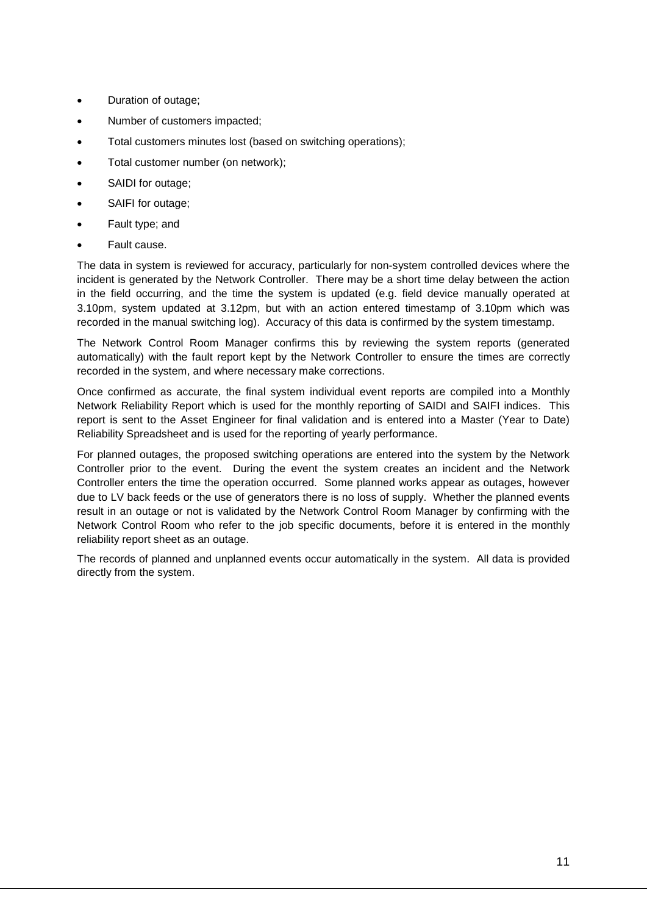- Duration of outage;
- Number of customers impacted;
- Total customers minutes lost (based on switching operations);
- Total customer number (on network);
- SAIDI for outage;
- SAIFI for outage;
- Fault type; and
- Fault cause.

The data in system is reviewed for accuracy, particularly for non-system controlled devices where the incident is generated by the Network Controller. There may be a short time delay between the action in the field occurring, and the time the system is updated (e.g. field device manually operated at 3.10pm, system updated at 3.12pm, but with an action entered timestamp of 3.10pm which was recorded in the manual switching log). Accuracy of this data is confirmed by the system timestamp.

The Network Control Room Manager confirms this by reviewing the system reports (generated automatically) with the fault report kept by the Network Controller to ensure the times are correctly recorded in the system, and where necessary make corrections.

Once confirmed as accurate, the final system individual event reports are compiled into a Monthly Network Reliability Report which is used for the monthly reporting of SAIDI and SAIFI indices. This report is sent to the Asset Engineer for final validation and is entered into a Master (Year to Date) Reliability Spreadsheet and is used for the reporting of yearly performance.

For planned outages, the proposed switching operations are entered into the system by the Network Controller prior to the event. During the event the system creates an incident and the Network Controller enters the time the operation occurred. Some planned works appear as outages, however due to LV back feeds or the use of generators there is no loss of supply. Whether the planned events result in an outage or not is validated by the Network Control Room Manager by confirming with the Network Control Room who refer to the job specific documents, before it is entered in the monthly reliability report sheet as an outage.

The records of planned and unplanned events occur automatically in the system. All data is provided directly from the system.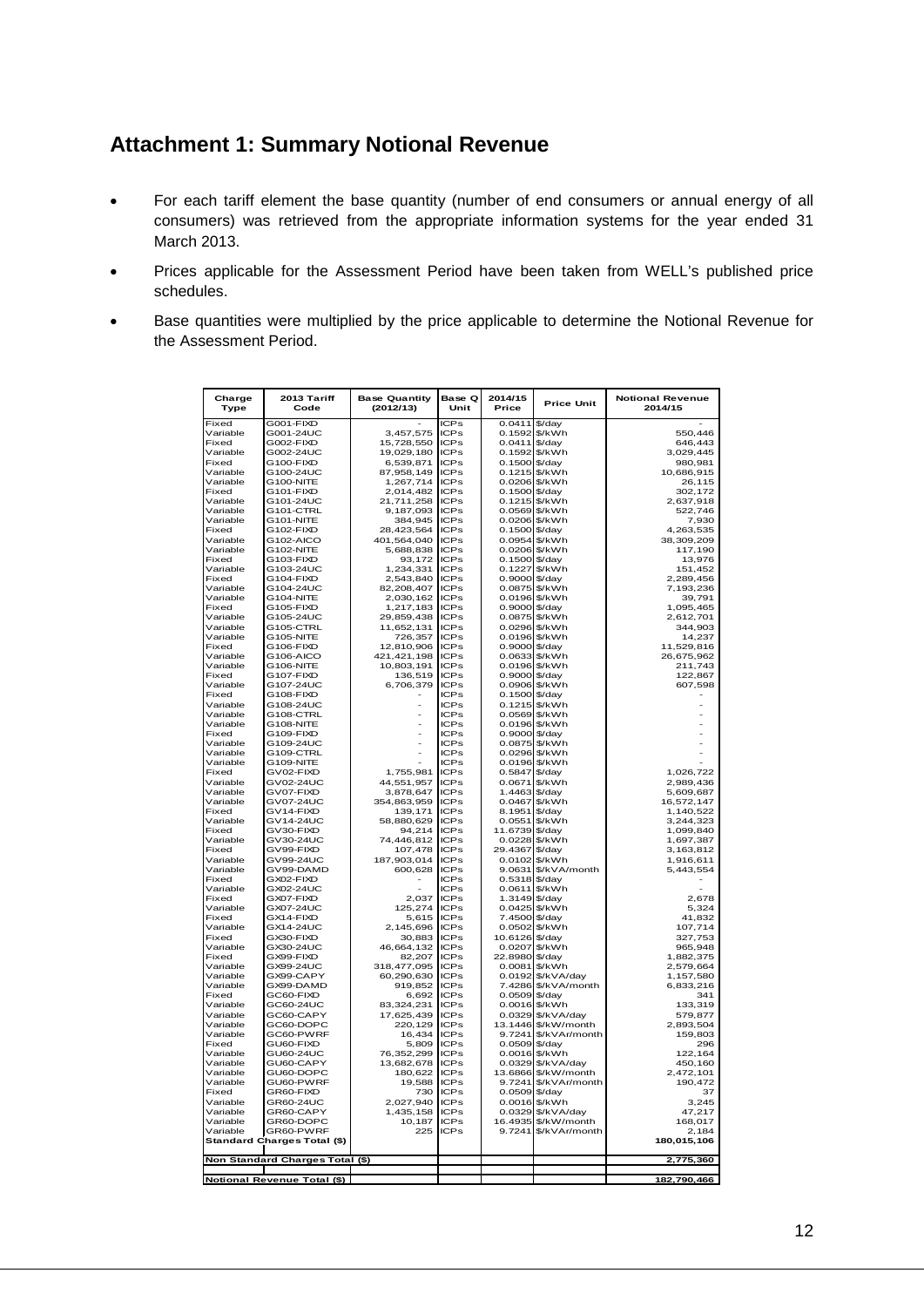## Attachment 1: Summary Notional Revenue

- For each tariff element the base quantity (number of end consumers or annual energy of all consumers) was retrieved from the appropriate information systems for the year ended 31 March 2013.
- Prices applicable for the Assessment Period have been taken from WELL's published price schedules.
- Base quantities were multiplied by the price applicable to determine the Notional Revenue for the Assessment Period.

| Charge Type | 2013 Tariff Code | Base Quantity (2012/13) | Base Q Unit | 2014/15 Price | Price Unit | Notional Revenue 2014/15 |
|---|---|---|---|---|---|---|
| Fixed | G001-FIXD | - | ICPs | 0.0411 | $/day | - |
| Variable | G001-24UC | 3,457,575 | ICPs | 0.1592 | $/kWh | 550,446 |
| Fixed | G002-FIXD | 15,728,550 | ICPs | 0.0411 | $/day | 646,443 |
| Variable | G002-24UC | 19,029,180 | ICPs | 0.1592 | $/kWh | 3,029,445 |
| Fixed | G100-FIXD | 6,539,871 | ICPs | 0.1500 | $/day | 980,981 |
| Variable | G100-24UC | 87,958,149 | ICPs | 0.1215 | $/kWh | 10,686,915 |
| Variable | G100-NITE | 1,267,714 | ICPs | 0.0206 | $/kWh | 26,115 |
| Fixed | G101-FIXD | 2,014,482 | ICPs | 0.1500 | $/day | 302,172 |
| Variable | G101-24UC | 21,711,258 | ICPs | 0.1215 | $/kWh | 2,637,918 |
| Variable | G101-CTRL | 9,187,093 | ICPs | 0.0569 | $/kWh | 522,746 |
| Variable | G101-NITE | 384,945 | ICPs | 0.0206 | $/kWh | 7,930 |
| Fixed | G102-FIXD | 28,423,564 | ICPs | 0.1500 | $/day | 4,263,535 |
| Variable | G102-AICO | 401,564,040 | ICPs | 0.0954 | $/kWh | 38,309,209 |
| Variable | G102-NITE | 5,688,838 | ICPs | 0.0206 | $/kWh | 117,190 |
| Fixed | G103-FIXD | 93,172 | ICPs | 0.1500 | $/day | 13,976 |
| Variable | G103-24UC | 1,234,331 | ICPs | 0.1227 | $/kWh | 151,452 |
| Fixed | G104-FIXD | 2,543,840 | ICPs | 0.9000 | $/day | 2,289,456 |
| Variable | G104-24UC | 82,208,407 | ICPs | 0.0875 | $/kWh | 7,193,236 |
| Variable | G104-NITE | 2,030,162 | ICPs | 0.0196 | $/kWh | 39,791 |
| Fixed | G105-FIXD | 1,217,183 | ICPs | 0.9000 | $/day | 1,095,465 |
| Variable | G105-24UC | 29,859,438 | ICPs | 0.0875 | $/kWh | 2,612,701 |
| Variable | G105-CTRL | 11,652,131 | ICPs | 0.0296 | $/kWh | 344,903 |
| Variable | G105-NITE | 726,357 | ICPs | 0.0196 | $/kWh | 14,237 |
| Fixed | G106-FIXD | 12,810,906 | ICPs | 0.9000 | $/day | 11,529,816 |
| Variable | G106-AICO | 421,421,198 | ICPs | 0.0633 | $/kWh | 26,675,962 |
| Variable | G106-NITE | 10,803,191 | ICPs | 0.0196 | $/kWh | 211,743 |
| Fixed | G107-FIXD | 136,519 | ICPs | 0.9000 | $/day | 122,867 |
| Variable | G107-24UC | 6,706,379 | ICPs | 0.0906 | $/kWh | 607,598 |
| Fixed | G108-FIXD | - | ICPs | 0.1500 | $/day | - |
| Variable | G108-24UC | - | ICPs | 0.1215 | $/kWh | - |
| Variable | G108-CTRL | - | ICPs | 0.0569 | $/kWh | - |
| Variable | G108-NITE | - | ICPs | 0.0196 | $/kWh | - |
| Fixed | G109-FIXD | - | ICPs | 0.9000 | $/day | - |
| Variable | G109-24UC | - | ICPs | 0.0875 | $/kWh | - |
| Variable | G109-CTRL | - | ICPs | 0.0296 | $/kWh | - |
| Variable | G109-NITE | - | ICPs | 0.0196 | $/kWh | - |
| Fixed | GV02-FIXD | 1,755,981 | ICPs | 0.5847 | $/day | 1,026,722 |
| Variable | GV02-24UC | 44,551,957 | ICPs | 0.0671 | $/kWh | 2,989,436 |
| Fixed | GV07-FIXD | 3,878,647 | ICPs | 1.4463 | $/day | 5,609,687 |
| Variable | GV07-24UC | 354,863,959 | ICPs | 0.0467 | $/kWh | 16,572,147 |
| Fixed | GV14-FIXD | 139,171 | ICPs | 8.1951 | $/day | 1,140,522 |
| Variable | GV14-24UC | 58,880,629 | ICPs | 0.0551 | $/kWh | 3,244,323 |
| Fixed | GV30-FIXD | 94,214 | ICPs | 11.6739 | $/day | 1,099,840 |
| Variable | GV30-24UC | 74,446,812 | ICPs | 0.0228 | $/kWh | 1,697,387 |
| Fixed | GV99-FIXD | 107,478 | ICPs | 29.4367 | $/day | 3,163,812 |
| Variable | GV99-24UC | 187,903,014 | ICPs | 0.0102 | $/kWh | 1,916,611 |
| Variable | GV99-DAMD | 600,628 | ICPs | 9.0631 | $/kVA/month | 5,443,554 |
| Fixed | GX02-FIXD | - | ICPs | 0.5318 | $/day | - |
| Variable | GX02-24UC | - | ICPs | 0.0611 | $/kWh | - |
| Fixed | GX07-FIXD | 2,037 | ICPs | 1.3149 | $/day | 2,678 |
| Variable | GX07-24UC | 125,274 | ICPs | 0.0425 | $/kWh | 5,324 |
| Fixed | GX14-FIXD | 5,615 | ICPs | 7.4500 | $/day | 41,832 |
| Variable | GX14-24UC | 2,145,696 | ICPs | 0.0502 | $/kWh | 107,714 |
| Fixed | GX30-FIXD | 30,883 | ICPs | 10.6126 | $/day | 327,753 |
| Variable | GX30-24UC | 46,664,132 | ICPs | 0.0207 | $/kWh | 965,948 |
| Fixed | GX99-FIXD | 82,207 | ICPs | 22.8980 | $/day | 1,882,375 |
| Variable | GX99-24UC | 318,477,095 | ICPs | 0.0081 | $/kWh | 2,579,664 |
| Variable | GX99-CAPY | 60,290,630 | ICPs | 0.0192 | $/kVA/day | 1,157,580 |
| Variable | GX99-DAMD | 919,852 | ICPs | 7.4286 | $/kVA/month | 6,833,216 |
| Fixed | GC60-FIXD | 6,692 | ICPs | 0.0509 | $/day | 341 |
| Variable | GC60-24UC | 83,324,231 | ICPs | 0.0016 | $/kWh | 133,319 |
| Variable | GC60-CAPY | 17,625,439 | ICPs | 0.0329 | $/kVA/day | 579,877 |
| Variable | GC60-DOPC | 220,129 | ICPs | 13.1446 | $/kW/month | 2,893,504 |
| Variable | GC60-PWRF | 16,434 | ICPs | 9.7241 | $/kVAr/month | 159,803 |
| Fixed | GU60-FIXD | 5,809 | ICPs | 0.0509 | $/day | 296 |
| Variable | GU60-24UC | 76,352,299 | ICPs | 0.0016 | $/kWh | 122,164 |
| Variable | GU60-CAPY | 13,682,678 | ICPs | 0.0329 | $/kVA/day | 450,160 |
| Variable | GU60-DOPC | 180,622 | ICPs | 13.6866 | $/kW/month | 2,472,101 |
| Variable | GU60-PWRF | 19,588 | ICPs | 9.7241 | $/kVAr/month | 190,472 |
| Fixed | GR60-FIXD | 730 | ICPs | 0.0509 | $/day | 37 |
| Variable | GR60-24UC | 2,027,940 | ICPs | 0.0016 | $/kWh | 3,245 |
| Variable | GR60-CAPY | 1,435,158 | ICPs | 0.0329 | $/kVA/day | 47,217 |
| Variable | GR60-DOPC | 10,187 | ICPs | 16.4935 | $/kW/month | 168,017 |
| Variable | GR60-PWRF | 225 | ICPs | 9.7241 | $/kVAr/month | 2,184 |
| **Standard Charges Total ($)** | | | | | | **180,015,106** |
| **Non Standard Charges Total ($)** | | | | | | **2,775,360** |
| **Notional Revenue Total ($)** | | | | | | **182,790,466** |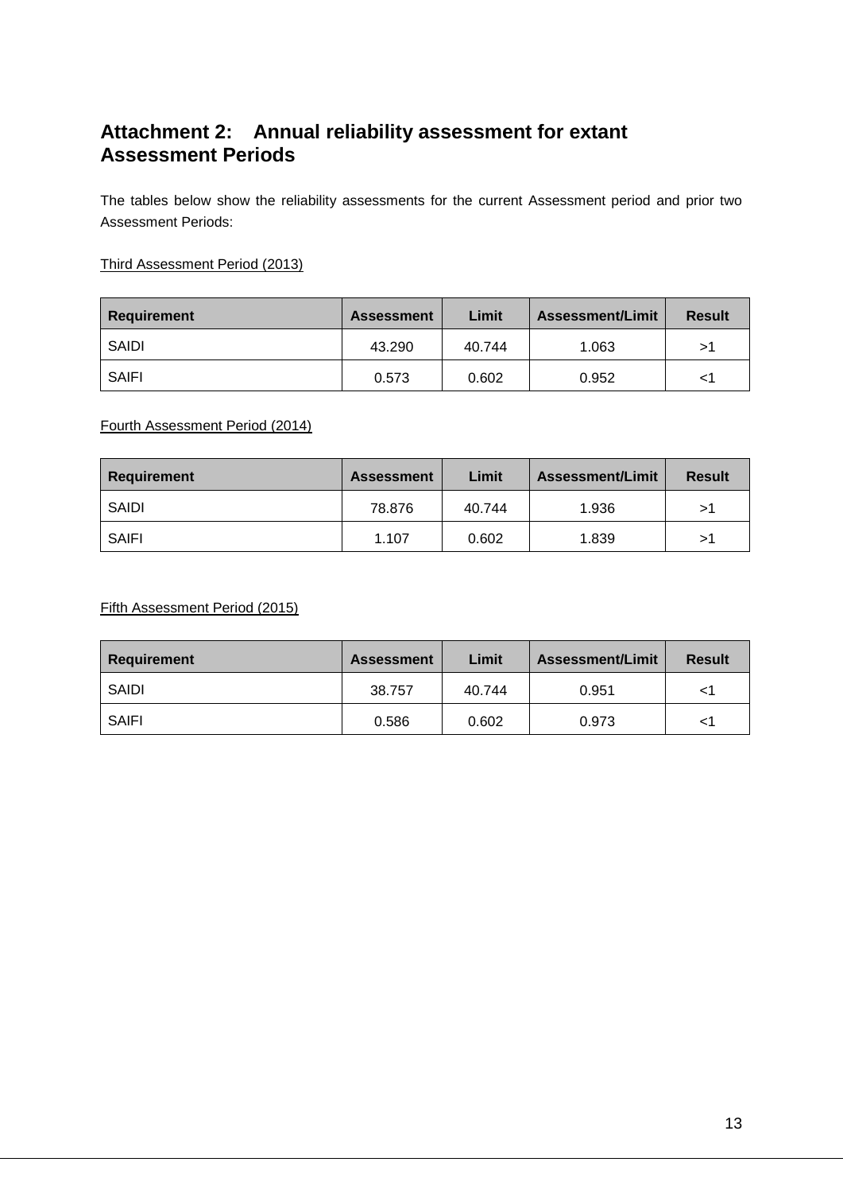## Attachment 2: Annual reliability assessment for extant Assessment Periods

The tables below show the reliability assessments for the current Assessment period and prior two Assessment Periods:

Third Assessment Period (2013)

| Requirement | Assessment | Limit | Assessment/Limit | Result |
|---|---|---|---|---|
| SAIDI | 43.290 | 40.744 | 1.063 | >1 |
| SAIFI | 0.573 | 0.602 | 0.952 | <1 |

Fourth Assessment Period (2014)

| Requirement | Assessment | Limit | Assessment/Limit | Result |
|---|---|---|---|---|
| SAIDI | 78.876 | 40.744 | 1.936 | >1 |
| SAIFI | 1.107 | 0.602 | 1.839 | >1 |

Fifth Assessment Period (2015)

| Requirement | Assessment | Limit | Assessment/Limit | Result |
|---|---|---|---|---|
| SAIDI | 38.757 | 40.744 | 0.951 | <1 |
| SAIFI | 0.586 | 0.602 | 0.973 | <1 |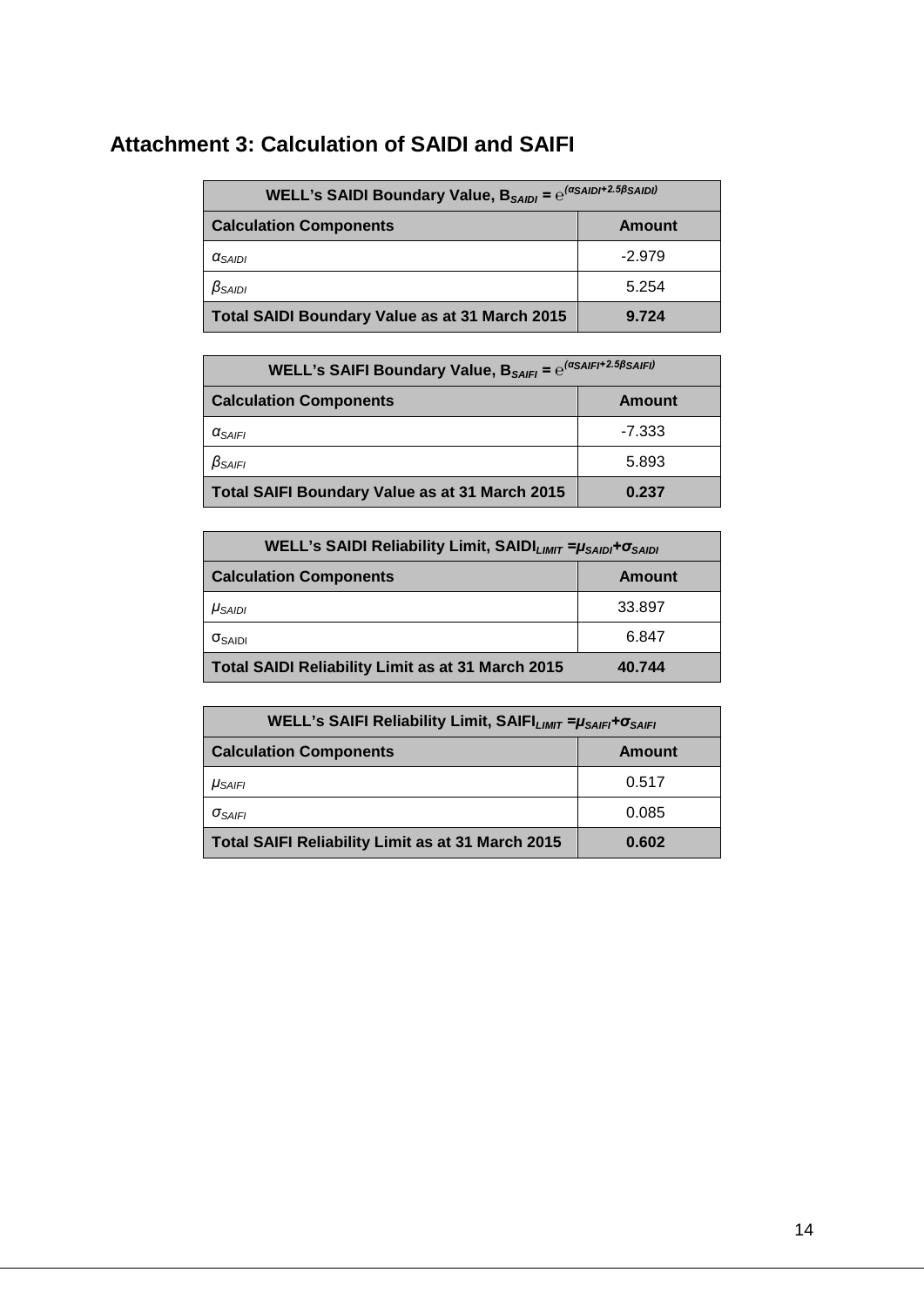## Attachment 3: Calculation of SAIDI and SAIFI

| WELL's SAIDI Boundary Value, $B_{SAIDI} = e^{(\alpha SAIDI + 2.5\beta SAIDI)}$ | |
|---|---|
| **Calculation Components** | **Amount** |
| $\alpha_{SAIDI}$ | -2.979 |
| $\beta_{SAIDI}$ | 5.254 |
| **Total SAIDI Boundary Value as at 31 March 2015** | **9.724** |

| WELL's SAIFI Boundary Value, $B_{SAIFI} = e^{(\alpha SAIFI + 2.5\beta SAIFI)}$ | |
|---|---|
| **Calculation Components** | **Amount** |
| $\alpha_{SAIFI}$ | -7.333 |
| $\beta_{SAIFI}$ | 5.893 |
| **Total SAIFI Boundary Value as at 31 March 2015** | **0.237** |

| WELL's SAIDI Reliability Limit, $SAIDI_{LIMIT} = \mu_{SAIDI} + \sigma_{SAIDI}$ | |
|---|---|
| **Calculation Components** | **Amount** |
| $\mu_{SAIDI}$ | 33.897 |
| $\sigma_{SAIDI}$ | 6.847 |
| **Total SAIDI Reliability Limit as at 31 March 2015** | **40.744** |

| WELL's SAIFI Reliability Limit, $SAIFI_{LIMIT} = \mu_{SAIFI} + \sigma_{SAIFI}$ | |
|---|---|
| **Calculation Components** | **Amount** |
| $\mu_{SAIFI}$ | 0.517 |
| $\sigma_{SAIFI}$ | 0.085 |
| **Total SAIFI Reliability Limit as at 31 March 2015** | **0.602** |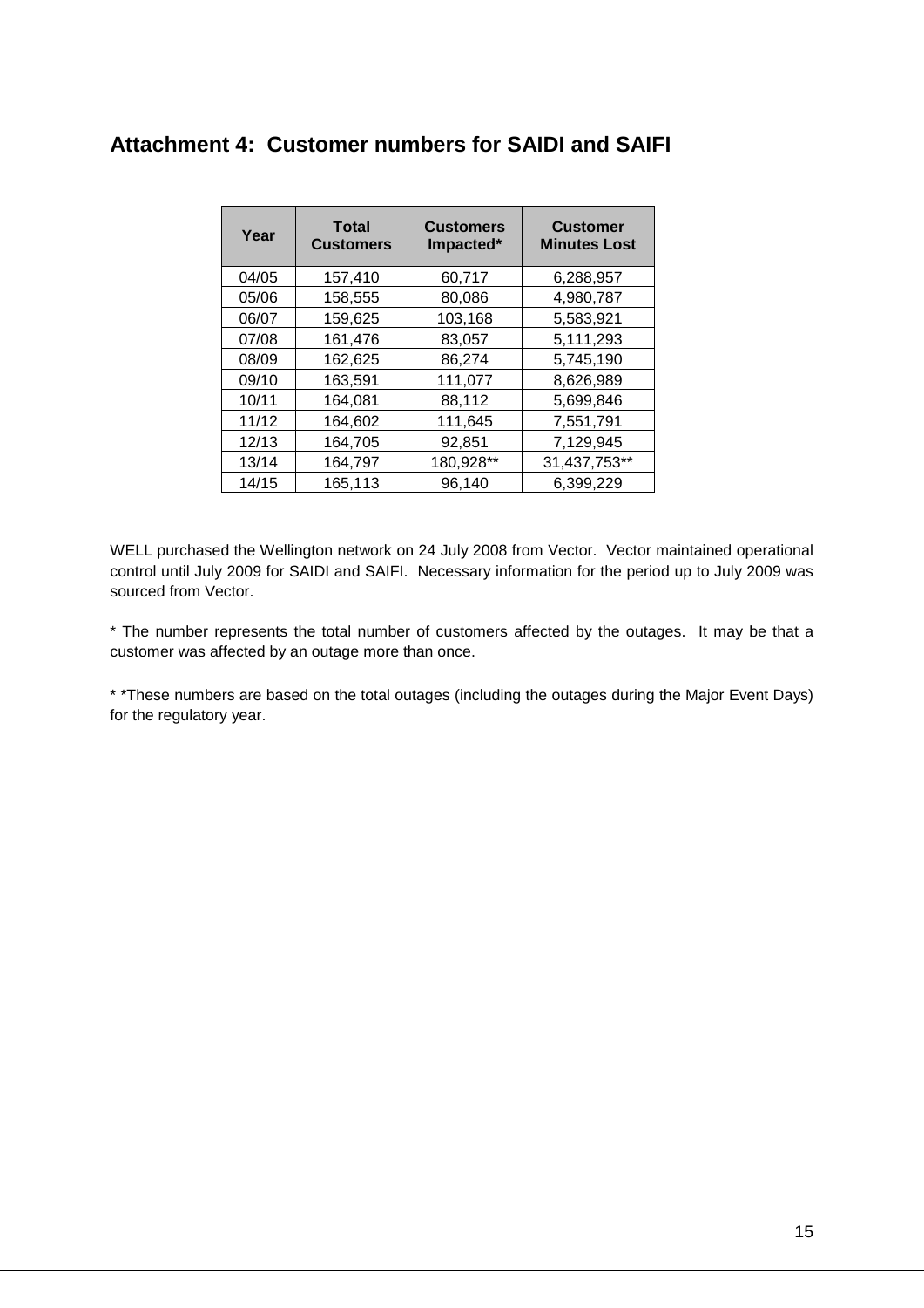## Attachment 4: Customer numbers for SAIDI and SAIFI

| Year | Total Customers | Customers Impacted* | Customer Minutes Lost |
|---|---|---|---|
| 04/05 | 157,410 | 60,717 | 6,288,957 |
| 05/06 | 158,555 | 80,086 | 4,980,787 |
| 06/07 | 159,625 | 103,168 | 5,583,921 |
| 07/08 | 161,476 | 83,057 | 5,111,293 |
| 08/09 | 162,625 | 86,274 | 5,745,190 |
| 09/10 | 163,591 | 111,077 | 8,626,989 |
| 10/11 | 164,081 | 88,112 | 5,699,846 |
| 11/12 | 164,602 | 111,645 | 7,551,791 |
| 12/13 | 164,705 | 92,851 | 7,129,945 |
| 13/14 | 164,797 | 180,928** | 31,437,753** |
| 14/15 | 165,113 | 96,140 | 6,399,229 |

WELL purchased the Wellington network on 24 July 2008 from Vector. Vector maintained operational control until July 2009 for SAIDI and SAIFI. Necessary information for the period up to July 2009 was sourced from Vector.

* The number represents the total number of customers affected by the outages. It may be that a customer was affected by an outage more than once.

* *These numbers are based on the total outages (including the outages during the Major Event Days) for the regulatory year.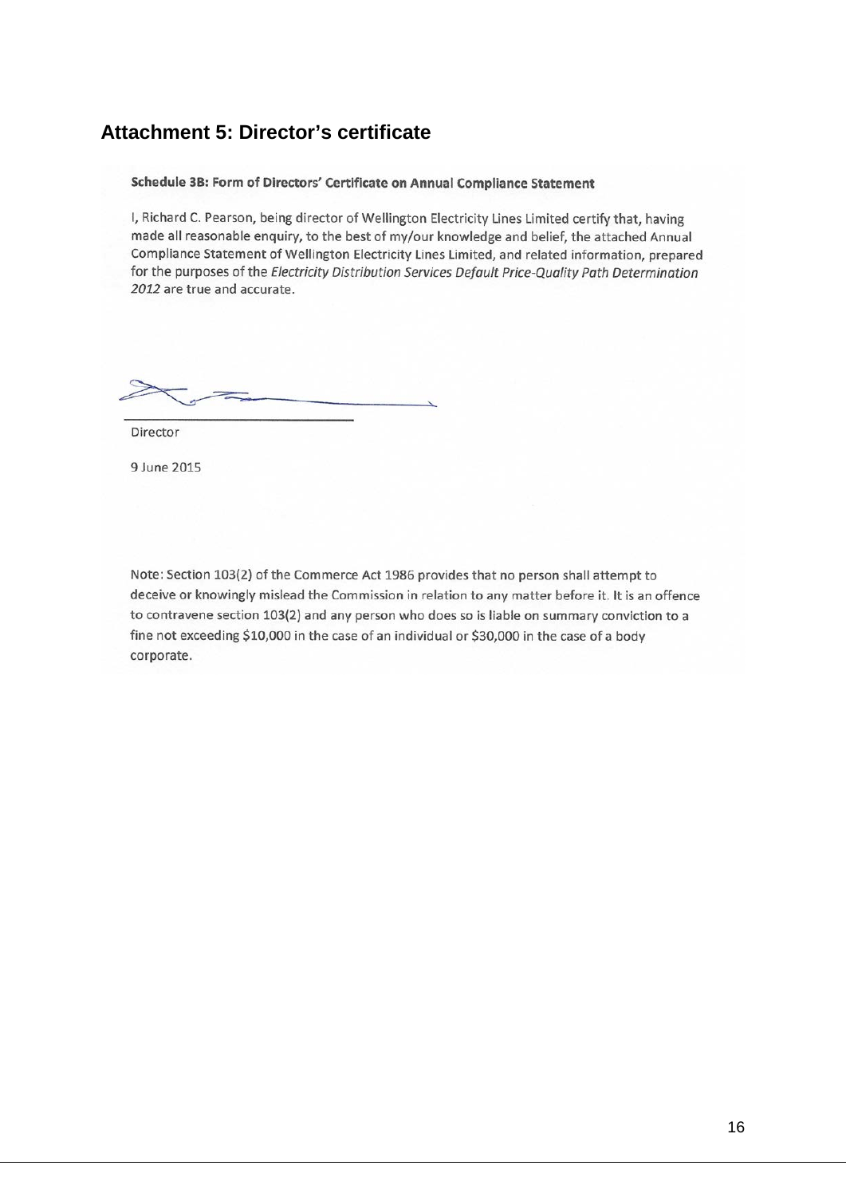## Attachment 5: Director's certificate

**Schedule 3B: Form of Directors' Certificate on Annual Compliance Statement**

I, Richard C. Pearson, being director of Wellington Electricity Lines Limited certify that, having made all reasonable enquiry, to the best of my/our knowledge and belief, the attached Annual Compliance Statement of Wellington Electricity Lines Limited, and related information, prepared for the purposes of the *Electricity Distribution Services Default Price-Quality Path Determination 2012* are true and accurate.

\_\_\_\_\_\_\_\_\_\_\_\_\_\_\_\_\_\_\_\_\_\_\_\_\_\_\_\_

Director

9 June 2015

Note: Section 103(2) of the Commerce Act 1986 provides that no person shall attempt to deceive or knowingly mislead the Commission in relation to any matter before it. It is an offence to contravene section 103(2) and any person who does so is liable on summary conviction to a fine not exceeding $10,000 in the case of an individual or $30,000 in the case of a body corporate.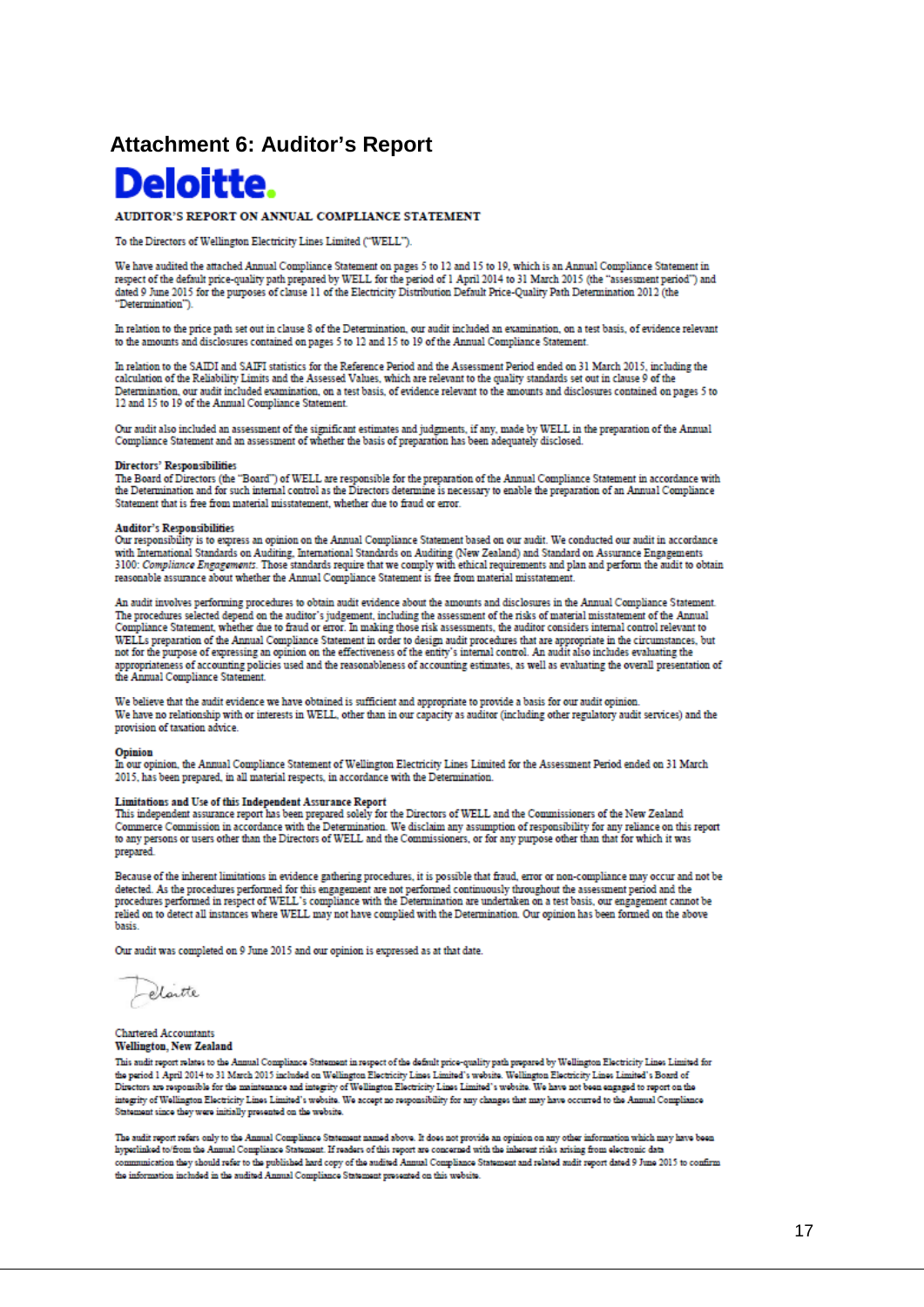# Attachment 6: Auditor's Report

**Deloitte.**

## AUDITOR'S REPORT ON ANNUAL COMPLIANCE STATEMENT

To the Directors of Wellington Electricity Lines Limited ("WELL").

We have audited the attached Annual Compliance Statement on pages 5 to 12 and 15 to 19, which is an Annual Compliance Statement in respect of the default price-quality path prepared by WELL for the period of 1 April 2014 to 31 March 2015 (the "assessment period") and dated 9 June 2015 for the purposes of clause 11 of the Electricity Distribution Default Price-Quality Path Determination 2012 (the "Determination").

In relation to the price path set out in clause 8 of the Determination, our audit included an examination, on a test basis, of evidence relevant to the amounts and disclosures contained on pages 5 to 12 and 15 to 19 of the Annual Compliance Statement.

In relation to the SAIDI and SAIFI statistics for the Reference Period and the Assessment Period ended on 31 March 2015, including the calculation of the Reliability Limits and the Assessed Values, which are relevant to the quality standards set out in clause 9 of the Determination, our audit included examination, on a test basis, of evidence relevant to the amounts and disclosures contained on pages 5 to 12 and 15 to 19 of the Annual Compliance Statement.

Our audit also included an assessment of the significant estimates and judgments, if any, made by WELL in the preparation of the Annual Compliance Statement and an assessment of whether the basis of preparation has been adequately disclosed.

**Directors' Responsibilities**
The Board of Directors (the "Board") of WELL are responsible for the preparation of the Annual Compliance Statement in accordance with the Determination and for such internal control as the Directors determine is necessary to enable the preparation of an Annual Compliance Statement that is free from material misstatement, whether due to fraud or error.

**Auditor's Responsibilities**
Our responsibility is to express an opinion on the Annual Compliance Statement based on our audit. We conducted our audit in accordance with International Standards on Auditing, International Standards on Auditing (New Zealand) and Standard on Assurance Engagements 3100: *Compliance Engagements*. Those standards require that we comply with ethical requirements and plan and perform the audit to obtain reasonable assurance about whether the Annual Compliance Statement is free from material misstatement.

An audit involves performing procedures to obtain audit evidence about the amounts and disclosures in the Annual Compliance Statement. The procedures selected depend on the auditor's judgement, including the assessment of the risks of material misstatement of the Annual Compliance Statement, whether due to fraud or error. In making those risk assessments, the auditor considers internal control relevant to WELLs preparation of the Annual Compliance Statement in order to design audit procedures that are appropriate in the circumstances, but not for the purpose of expressing an opinion on the effectiveness of the entity's internal control. An audit also includes evaluating the appropriateness of accounting policies used and the reasonableness of accounting estimates, as well as evaluating the overall presentation of the Annual Compliance Statement.

We believe that the audit evidence we have obtained is sufficient and appropriate to provide a basis for our audit opinion.
We have no relationship with or interests in WELL, other than in our capacity as auditor (including other regulatory audit services) and the provision of taxation advice.

**Opinion**
In our opinion, the Annual Compliance Statement of Wellington Electricity Lines Limited for the Assessment Period ended on 31 March 2015, has been prepared, in all material respects, in accordance with the Determination.

**Limitations and Use of this Independent Assurance Report**
This independent assurance report has been prepared solely for the Directors of WELL and the Commissioners of the New Zealand Commerce Commission in accordance with the Determination. We disclaim any assumption of responsibility for any reliance on this report to any persons or users other than the Directors of WELL and the Commissioners, or for any purpose other than that for which it was prepared.

Because of the inherent limitations in evidence gathering procedures, it is possible that fraud, error or non-compliance may occur and not be detected. As the procedures performed for this engagement are not performed continuously throughout the assessment period and the procedures performed in respect of WELL's compliance with the Determination are undertaken on a test basis, our engagement cannot be relied on to detect all instances where WELL may not have complied with the Determination. Our opinion has been formed on the above basis.

Our audit was completed on 9 June 2015 and our opinion is expressed as at that date.

Deloitte

Chartered Accountants
**Wellington, New Zealand**

This audit report relates to the Annual Compliance Statement in respect of the default price-quality path prepared by Wellington Electricity Lines Limited for the period 1 April 2014 to 31 March 2015 included on Wellington Electricity Lines Limited's website. Wellington Electricity Lines Limited's Board of Directors are responsible for the maintenance and integrity of Wellington Electricity Lines Limited's website. We have not been engaged to report on the integrity of Wellington Electricity Lines Limited's website. We accept no responsibility for any changes that may have occurred to the Annual Compliance Statement since they were initially presented on the website.

The audit report refers only to the Annual Compliance Statement named above. It does not provide an opinion on any other information which may have been hyperlinked to/from the Annual Compliance Statement. If readers of this report are concerned with the inherent risks arising from electronic data communication they should refer to the published hard copy of the audited Annual Compliance Statement and related audit report dated 9 June 2015 to confirm the information included in the audited Annual Compliance Statement presented on this website.